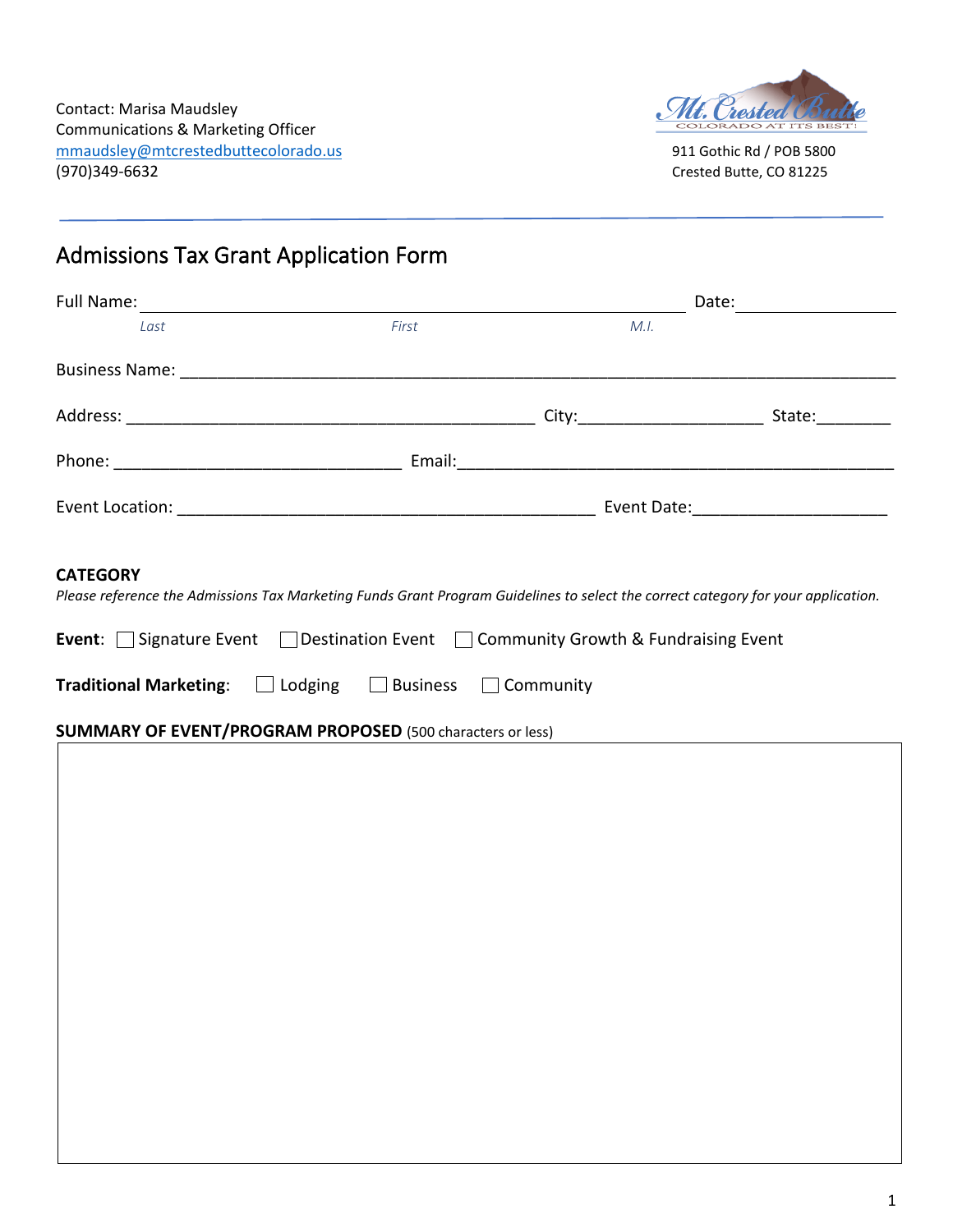Contact: Marisa Maudsley
Communications & Marketing Officer
mmaudsley@mtcrestedbuttecolorado.us
(970)349-6632

Mt. Crested Butte
COLORADO AT ITS BEST!

911 Gothic Rd / POB 5800
Crested Butte, CO 81225

# Admissions Tax Grant Application Form

Full Name: ______________________________________________ Date: ______________
*Last* *First* *M.I.*

Business Name: ______________________________________________________________

Address: ___________________________________ City: ______________ State: ______

Phone: ________________________ Email: ______________________________________

Event Location: ____________________________________ Event Date: _______________

**CATEGORY**

*Please reference the Admissions Tax Marketing Funds Grant Program Guidelines to select the correct category for your application.*

**Event**: ☐ Signature Event ☐ Destination Event ☐ Community Growth & Fundraising Event

**Traditional Marketing**: ☐ Lodging ☐ Business ☐ Community

**SUMMARY OF EVENT/PROGRAM PROPOSED** (500 characters or less)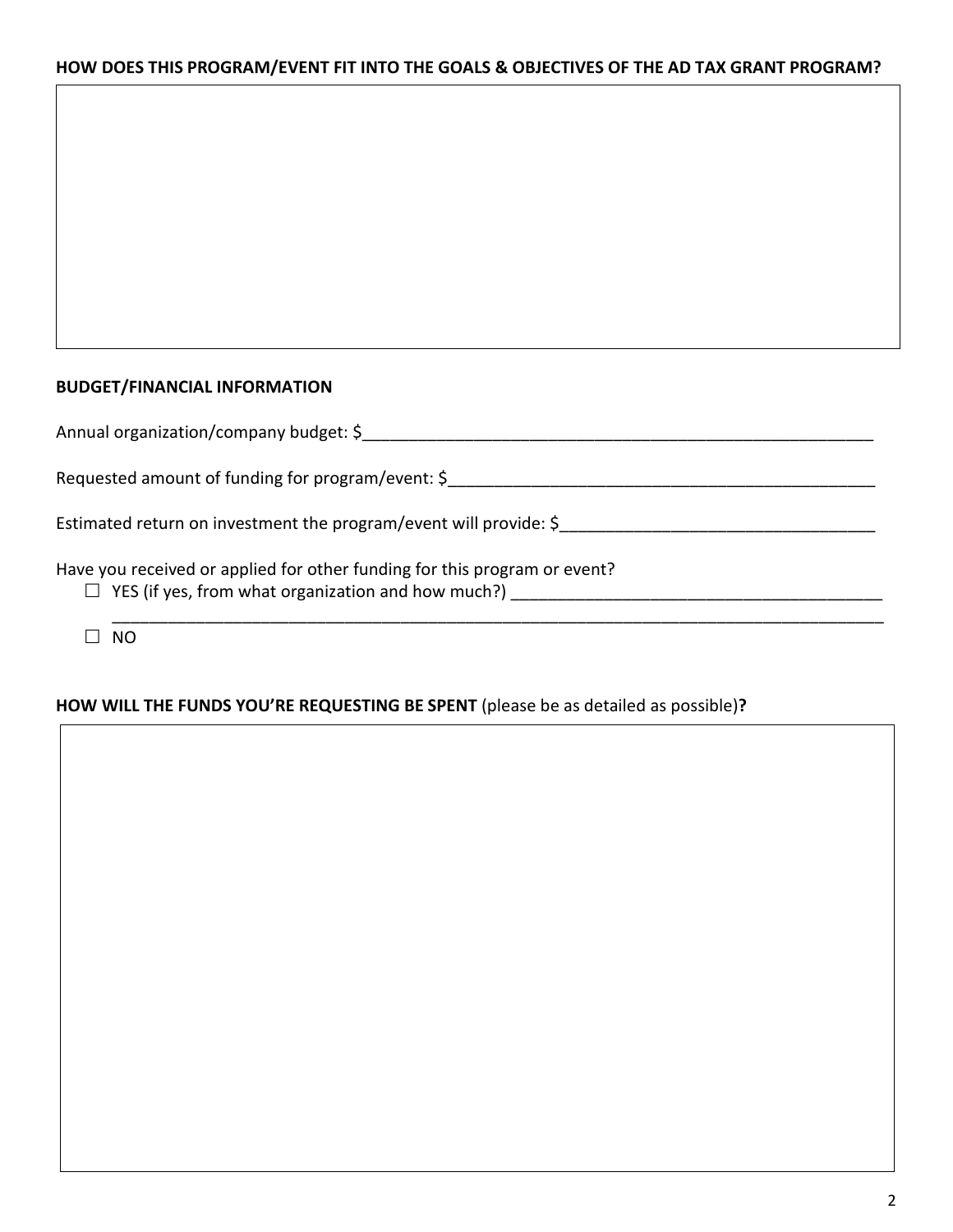**HOW DOES THIS PROGRAM/EVENT FIT INTO THE GOALS & OBJECTIVES OF THE AD TAX GRANT PROGRAM?**

**BUDGET/FINANCIAL INFORMATION**

Annual organization/company budget: $____________________________________________________________

Requested amount of funding for program/event: $__________________________________________________

Estimated return on investment the program/event will provide: $___________________________________

Have you received or applied for other funding for this program or event?

☐ YES (if yes, from what organization and how much?) __________________________________________
_______________________________________________________________________________________

☐ NO

**HOW WILL THE FUNDS YOU'RE REQUESTING BE SPENT** (please be as detailed as possible)**?**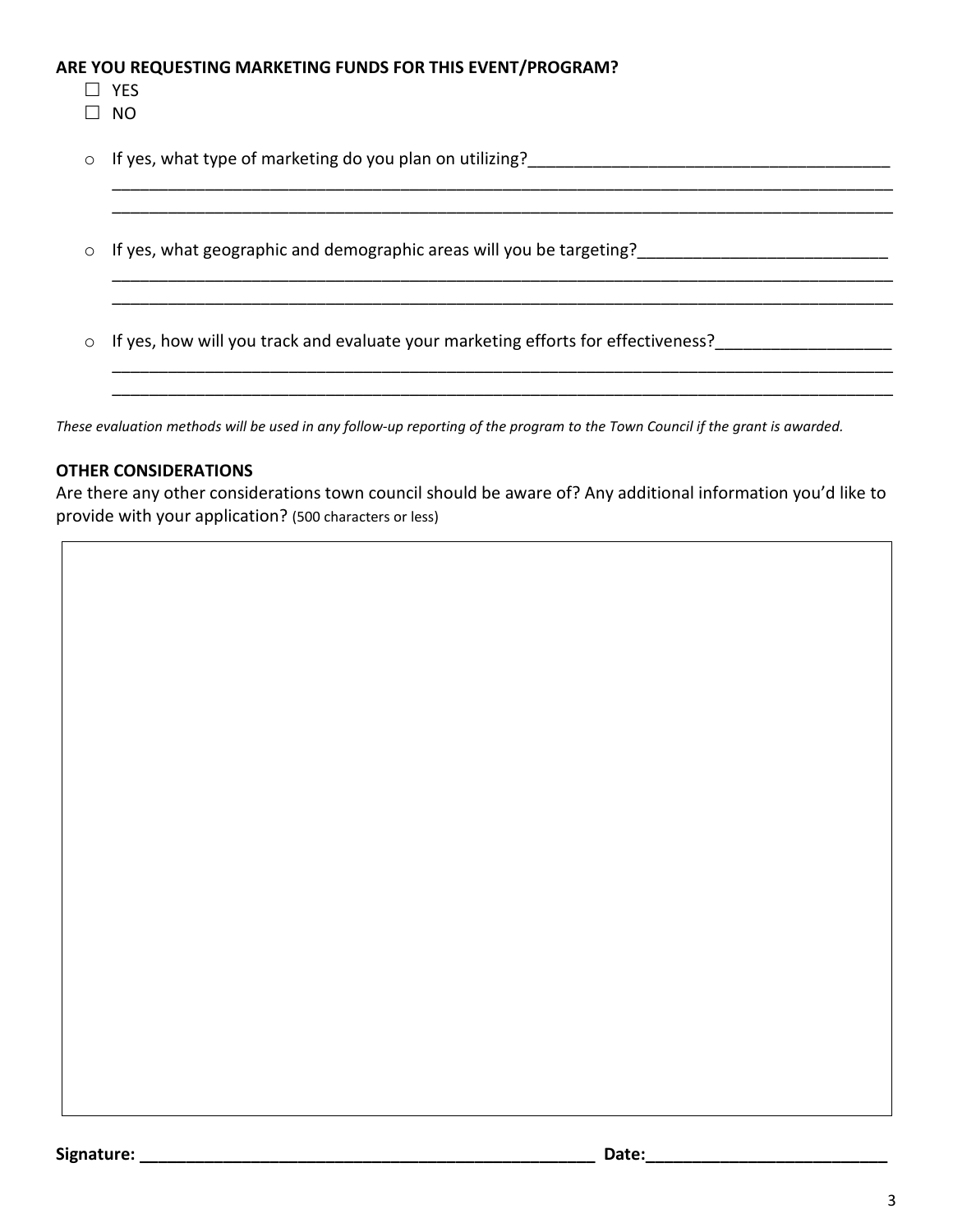**ARE YOU REQUESTING MARKETING FUNDS FOR THIS EVENT/PROGRAM?**

- ☐ YES
- ☐ NO

- If yes, what type of marketing do you plan on utilizing?________________________________________
_________________________________________________________________________________________
_________________________________________________________________________________________

- If yes, what geographic and demographic areas will you be targeting?___________________________
_________________________________________________________________________________________
_________________________________________________________________________________________

- If yes, how will you track and evaluate your marketing efforts for effectiveness?___________________
_________________________________________________________________________________________
_________________________________________________________________________________________

*These evaluation methods will be used in any follow-up reporting of the program to the Town Council if the grant is awarded.*

**OTHER CONSIDERATIONS**

Are there any other considerations town council should be aware of? Any additional information you'd like to provide with your application? (500 characters or less)

**Signature:** ____________________________________________________ **Date:**__________________________